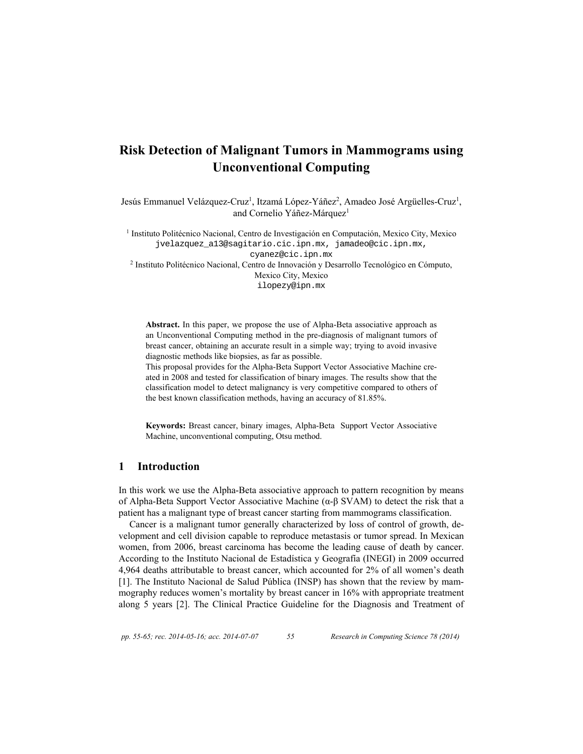# Risk Detection of Malignant Tumors in Mammograms using Unconventional Computing

Jesús Emmanuel Velázquez-Cruz[1], Itzamá López-Yáñez[2], Amadeo José Argüelles-Cruz[1], and Cornelio Yáñez-Márquez[1]

[1] Instituto Politécnico Nacional, Centro de Investigación en Computación, Mexico City, Mexico
jvelazquez_a13@sagitario.cic.ipn.mx, jamadeo@cic.ipn.mx, cyanez@cic.ipn.mx

[2] Instituto Politécnico Nacional, Centro de Innovación y Desarrollo Tecnológico en Cómputo, Mexico City, Mexico
ilopezy@ipn.mx

**Abstract.** In this paper, we propose the use of Alpha-Beta associative approach as an Unconventional Computing method in the pre-diagnosis of malignant tumors of breast cancer, obtaining an accurate result in a simple way; trying to avoid invasive diagnostic methods like biopsies, as far as possible.
This proposal provides for the Alpha-Beta Support Vector Associative Machine created in 2008 and tested for classification of binary images. The results show that the classification model to detect malignancy is very competitive compared to others of the best known classification methods, having an accuracy of 81.85%.

**Keywords:** Breast cancer, binary images, Alpha-Beta Support Vector Associative Machine, unconventional computing, Otsu method.

## 1 Introduction

In this work we use the Alpha-Beta associative approach to pattern recognition by means of Alpha-Beta Support Vector Associative Machine (α-β SVAM) to detect the risk that a patient has a malignant type of breast cancer starting from mammograms classification.

Cancer is a malignant tumor generally characterized by loss of control of growth, development and cell division capable to reproduce metastasis or tumor spread. In Mexican women, from 2006, breast carcinoma has become the leading cause of death by cancer. According to the Instituto Nacional de Estadística y Geografía (INEGI) in 2009 occurred 4,964 deaths attributable to breast cancer, which accounted for 2% of all women's death [1]. The Instituto Nacional de Salud Pública (INSP) has shown that the review by mammography reduces women's mortality by breast cancer in 16% with appropriate treatment along 5 years [2]. The Clinical Practice Guideline for the Diagnosis and Treatment of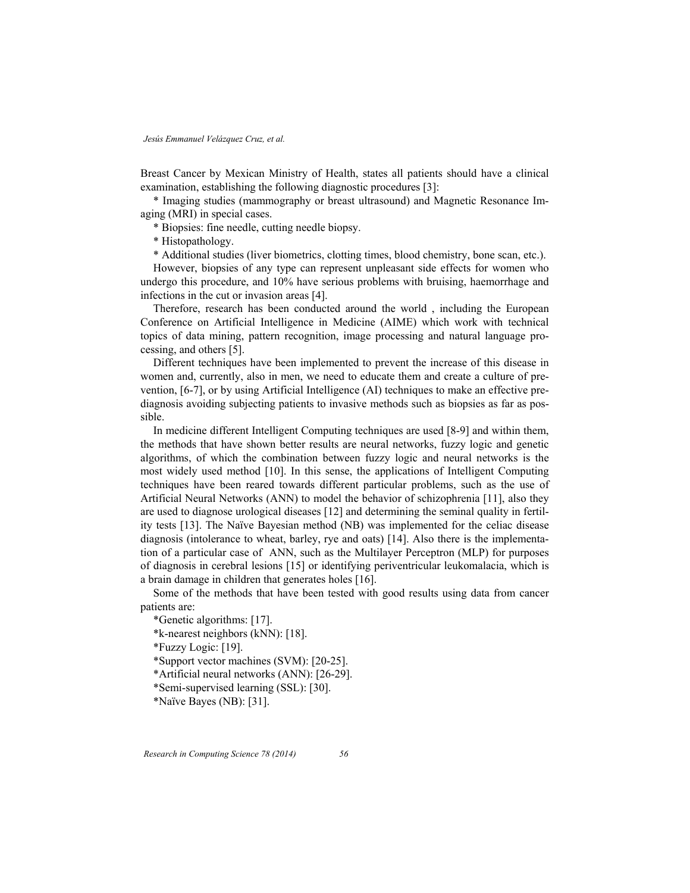Breast Cancer by Mexican Ministry of Health, states all patients should have a clinical examination, establishing the following diagnostic procedures [3]:

* Imaging studies (mammography or breast ultrasound) and Magnetic Resonance Imaging (MRI) in special cases.

* Biopsies: fine needle, cutting needle biopsy.

* Histopathology.

* Additional studies (liver biometrics, clotting times, blood chemistry, bone scan, etc.).

However, biopsies of any type can represent unpleasant side effects for women who undergo this procedure, and 10% have serious problems with bruising, haemorrhage and infections in the cut or invasion areas [4].

Therefore, research has been conducted around the world , including the European Conference on Artificial Intelligence in Medicine (AIME) which work with technical topics of data mining, pattern recognition, image processing and natural language processing, and others [5].

Different techniques have been implemented to prevent the increase of this disease in women and, currently, also in men, we need to educate them and create a culture of prevention, [6-7], or by using Artificial Intelligence (AI) techniques to make an effective pre-diagnosis avoiding subjecting patients to invasive methods such as biopsies as far as possible.

In medicine different Intelligent Computing techniques are used [8-9] and within them, the methods that have shown better results are neural networks, fuzzy logic and genetic algorithms, of which the combination between fuzzy logic and neural networks is the most widely used method [10]. In this sense, the applications of Intelligent Computing techniques have been reared towards different particular problems, such as the use of Artificial Neural Networks (ANN) to model the behavior of schizophrenia [11], also they are used to diagnose urological diseases [12] and determining the seminal quality in fertility tests [13]. The Naïve Bayesian method (NB) was implemented for the celiac disease diagnosis (intolerance to wheat, barley, rye and oats) [14]. Also there is the implementation of a particular case of ANN, such as the Multilayer Perceptron (MLP) for purposes of diagnosis in cerebral lesions [15] or identifying periventricular leukomalacia, which is a brain damage in children that generates holes [16].

Some of the methods that have been tested with good results using data from cancer patients are:

*Genetic algorithms: [17].

*k-nearest neighbors (kNN): [18].

*Fuzzy Logic: [19].

*Support vector machines (SVM): [20-25].

*Artificial neural networks (ANN): [26-29].

*Semi-supervised learning (SSL): [30].

*Naïve Bayes (NB): [31].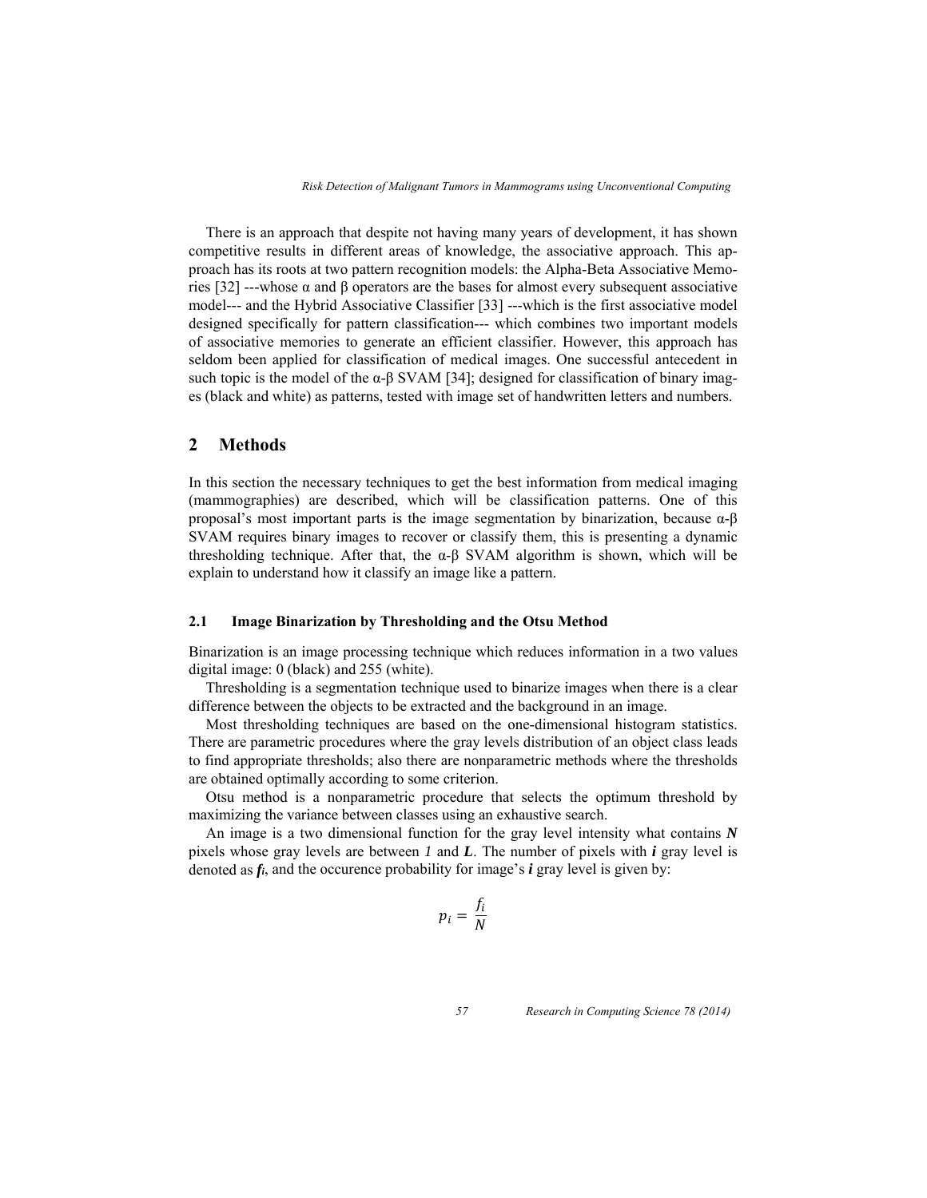There is an approach that despite not having many years of development, it has shown competitive results in different areas of knowledge, the associative approach. This approach has its roots at two pattern recognition models: the Alpha-Beta Associative Memories [32] ---whose α and β operators are the bases for almost every subsequent associative model--- and the Hybrid Associative Classifier [33] ---which is the first associative model designed specifically for pattern classification--- which combines two important models of associative memories to generate an efficient classifier. However, this approach has seldom been applied for classification of medical images. One successful antecedent in such topic is the model of the α-β SVAM [34]; designed for classification of binary images (black and white) as patterns, tested with image set of handwritten letters and numbers.

## 2 Methods

In this section the necessary techniques to get the best information from medical imaging (mammographies) are described, which will be classification patterns. One of this proposal's most important parts is the image segmentation by binarization, because α-β SVAM requires binary images to recover or classify them, this is presenting a dynamic thresholding technique. After that, the α-β SVAM algorithm is shown, which will be explain to understand how it classify an image like a pattern.

### 2.1 Image Binarization by Thresholding and the Otsu Method

Binarization is an image processing technique which reduces information in a two values digital image: 0 (black) and 255 (white).

Thresholding is a segmentation technique used to binarize images when there is a clear difference between the objects to be extracted and the background in an image.

Most thresholding techniques are based on the one-dimensional histogram statistics. There are parametric procedures where the gray levels distribution of an object class leads to find appropriate thresholds; also there are nonparametric methods where the thresholds are obtained optimally according to some criterion.

Otsu method is a nonparametric procedure that selects the optimum threshold by maximizing the variance between classes using an exhaustive search.

An image is a two dimensional function for the gray level intensity what contains $N$ pixels whose gray levels are between $1$ and $L$. The number of pixels with $i$ gray level is denoted as $f_i$, and the occurence probability for image's $i$ gray level is given by:

$$p_i = \frac{f_i}{N}$$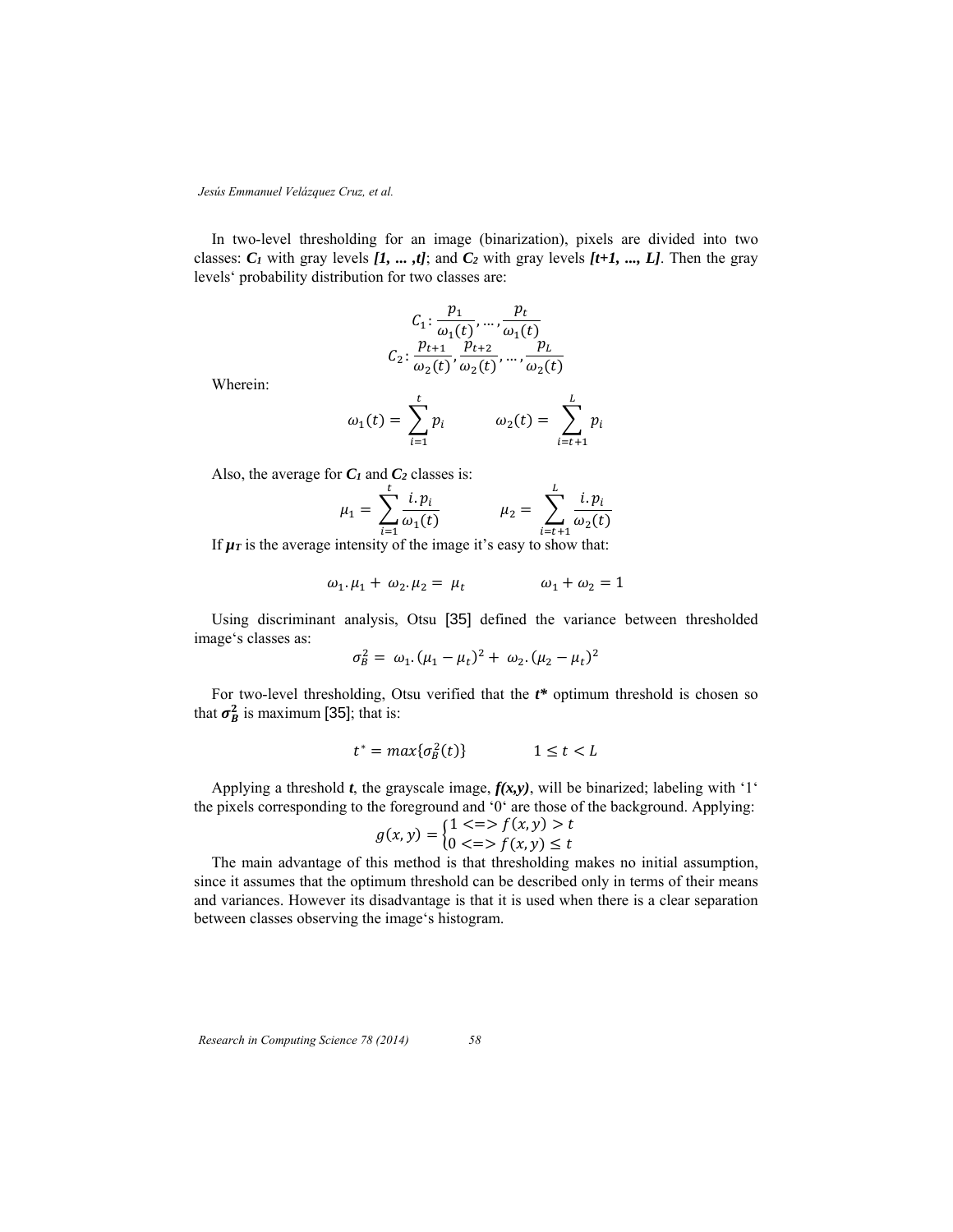In two-level thresholding for an image (binarization), pixels are divided into two classes: $C_1$ with gray levels *[1, ... ,t]*; and $C_2$ with gray levels *[t+1, ..., L]*. Then the gray levels' probability distribution for two classes are:

$$C_1: \frac{p_1}{\omega_1(t)}, \dots, \frac{p_t}{\omega_1(t)}$$
$$C_2: \frac{p_{t+1}}{\omega_2(t)}, \frac{p_{t+2}}{\omega_2(t)}, \dots, \frac{p_L}{\omega_2(t)}$$

Wherein:

$$\omega_1(t) = \sum_{i=1}^{t} p_i \qquad \omega_2(t) = \sum_{i=t+1}^{L} p_i$$

Also, the average for $C_1$ and $C_2$ classes is:

$$\mu_1 = \sum_{i=1}^{t} \frac{i.p_i}{\omega_1(t)} \qquad \mu_2 = \sum_{i=t+1}^{L} \frac{i.p_i}{\omega_2(t)}$$

If $\mu_T$ is the average intensity of the image it's easy to show that:

$$\omega_1.\mu_1 + \omega_2.\mu_2 = \mu_t \qquad \omega_1 + \omega_2 = 1$$

Using discriminant analysis, Otsu [35] defined the variance between thresholded image's classes as:

$$\sigma_B^2 = \omega_1.(\mu_1 - \mu_t)^2 + \omega_2.(\mu_2 - \mu_t)^2$$

For two-level thresholding, Otsu verified that the $t^*$ optimum threshold is chosen so that $\sigma_B^2$ is maximum [35]; that is:

$$t^* = max\{\sigma_B^2(t)\} \qquad 1 \leq t < L$$

Applying a threshold $t$, the grayscale image, $f(x,y)$, will be binarized; labeling with '1' the pixels corresponding to the foreground and '0' are those of the background. Applying:

$$g(x,y) = \begin{cases} 1 <=> f(x,y) > t \\ 0 <=> f(x,y) \leq t \end{cases}$$

The main advantage of this method is that thresholding makes no initial assumption, since it assumes that the optimum threshold can be described only in terms of their means and variances. However its disadvantage is that it is used when there is a clear separation between classes observing the image's histogram.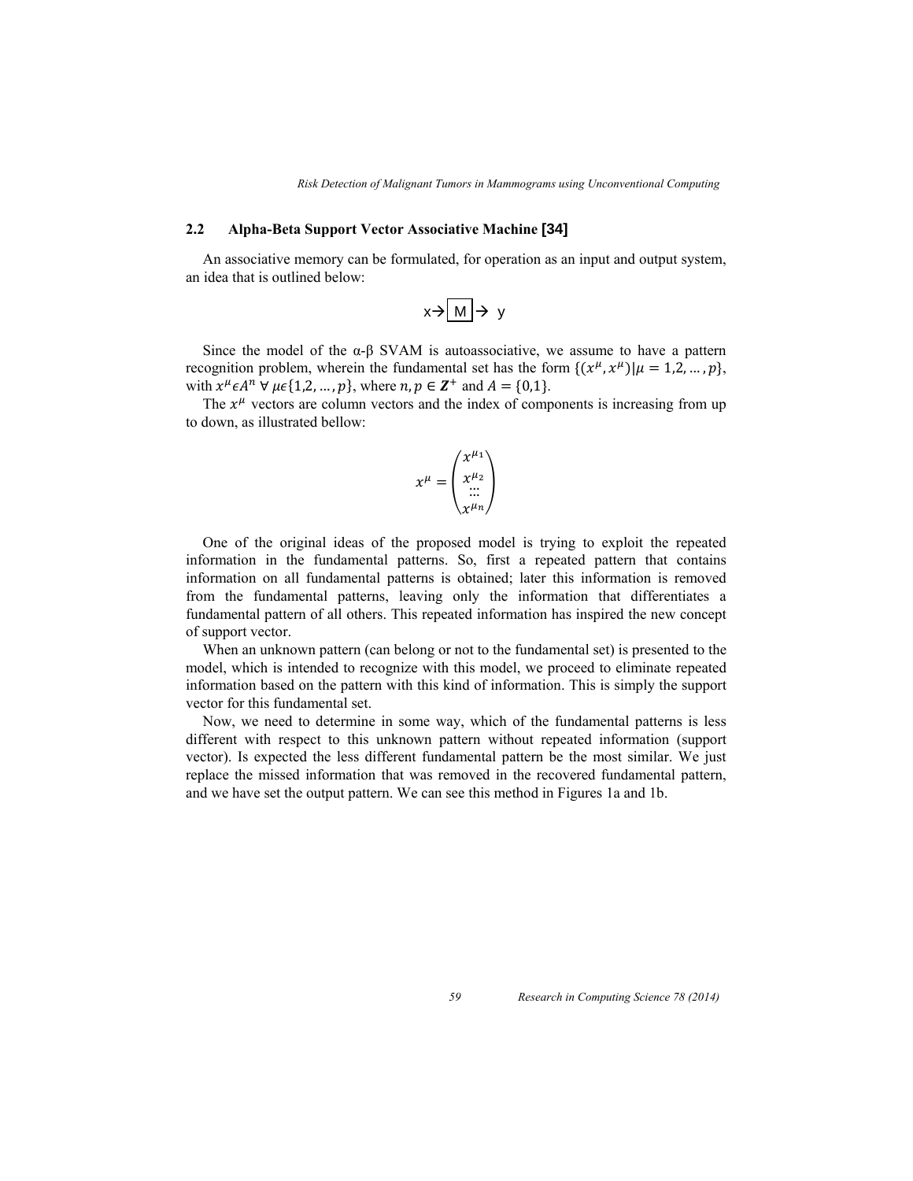## 2.2 Alpha-Beta Support Vector Associative Machine [34]

An associative memory can be formulated, for operation as an input and output system, an idea that is outlined below:

$$x \rightarrow \boxed{M} \rightarrow y$$

Since the model of the α-β SVAM is autoassociative, we assume to have a pattern recognition problem, wherein the fundamental set has the form $\{(x^{\mu}, x^{\mu}) | \mu = 1,2, \dots, p\}$, with $x^{\mu} \epsilon A^{n} \; \forall \; \mu \epsilon \{1,2, \dots, p\}$, where $n, p \in \mathbf{Z}^{+}$ and $A = \{0,1\}$.

The $x^{\mu}$ vectors are column vectors and the index of components is increasing from up to down, as illustrated bellow:

$$x^{\mu} = \begin{pmatrix} x^{\mu_1} \\ x^{\mu_2} \\ \vdots \\ x^{\mu_n} \end{pmatrix}$$

One of the original ideas of the proposed model is trying to exploit the repeated information in the fundamental patterns. So, first a repeated pattern that contains information on all fundamental patterns is obtained; later this information is removed from the fundamental patterns, leaving only the information that differentiates a fundamental pattern of all others. This repeated information has inspired the new concept of support vector.

When an unknown pattern (can belong or not to the fundamental set) is presented to the model, which is intended to recognize with this model, we proceed to eliminate repeated information based on the pattern with this kind of information. This is simply the support vector for this fundamental set.

Now, we need to determine in some way, which of the fundamental patterns is less different with respect to this unknown pattern without repeated information (support vector). Is expected the less different fundamental pattern be the most similar. We just replace the missed information that was removed in the recovered fundamental pattern, and we have set the output pattern. We can see this method in Figures 1a and 1b.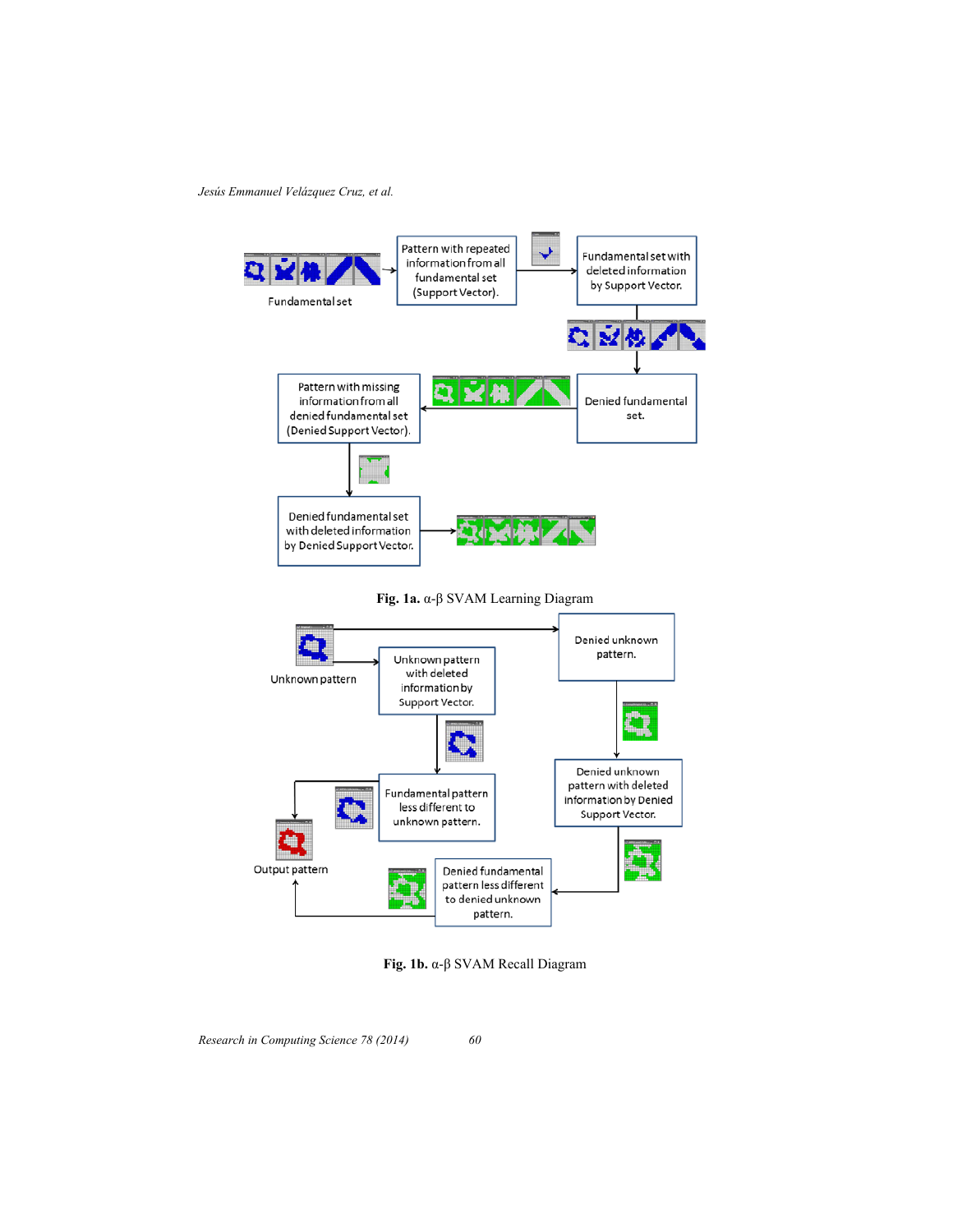Fundamental set

Pattern with repeated information from all fundamental set (Support Vector).

Fundamental set with deleted information by Support Vector.

Denied fundamental set.

Pattern with missing information from all denied fundamental set (Denied Support Vector).

Denied fundamental set with deleted information by Denied Support Vector.

**Fig. 1a.** α-β SVAM Learning Diagram

Unknown pattern

Unknown pattern with deleted information by Support Vector.

Denied unknown pattern.

Fundamental pattern less different to unknown pattern.

Denied unknown pattern with deleted information by Denied Support Vector.

Output pattern

Denied fundamental pattern less different to denied unknown pattern.

**Fig. 1b.** α-β SVAM Recall Diagram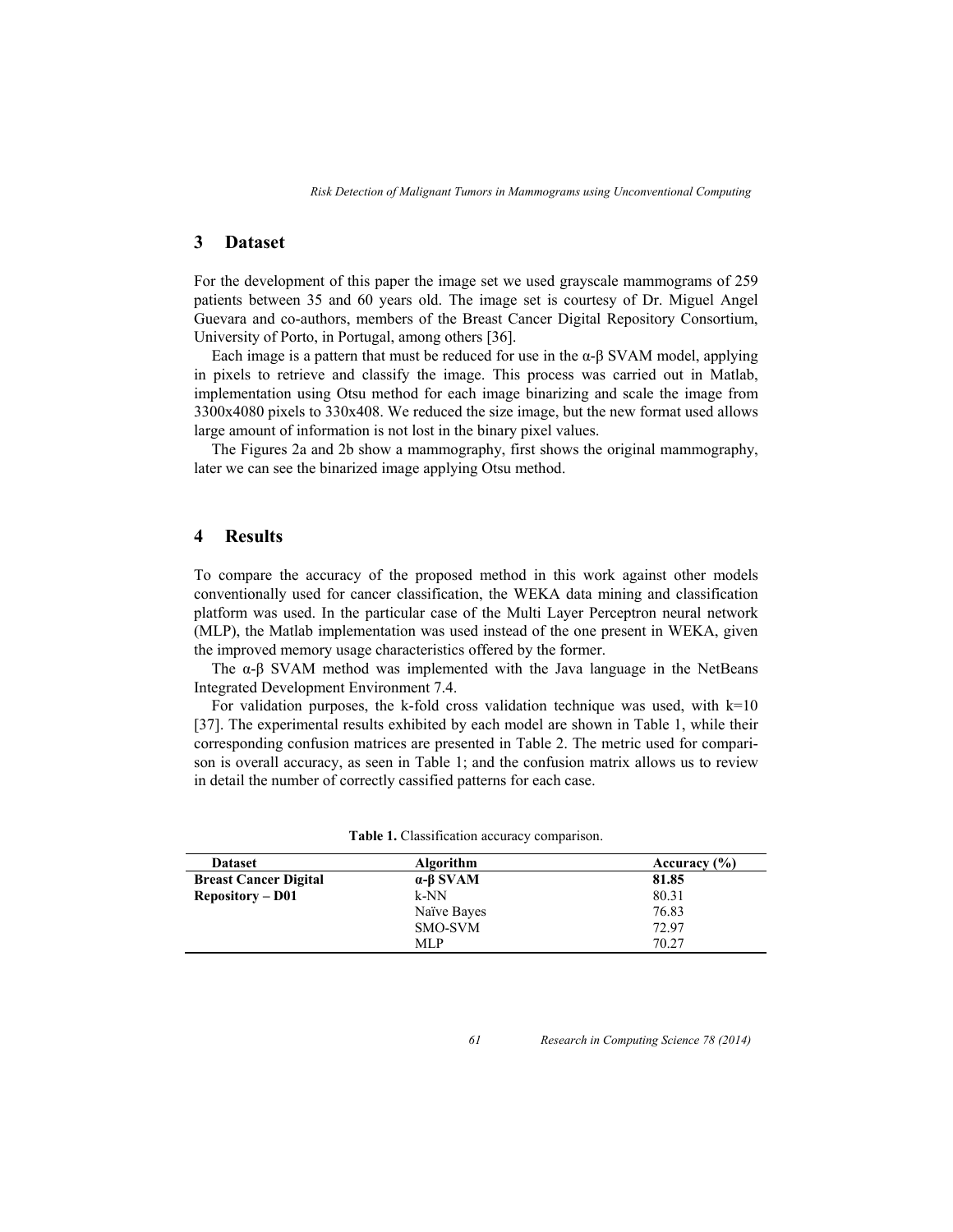## 3 Dataset

For the development of this paper the image set we used grayscale mammograms of 259 patients between 35 and 60 years old. The image set is courtesy of Dr. Miguel Angel Guevara and co-authors, members of the Breast Cancer Digital Repository Consortium, University of Porto, in Portugal, among others [36].

Each image is a pattern that must be reduced for use in the α-β SVAM model, applying in pixels to retrieve and classify the image. This process was carried out in Matlab, implementation using Otsu method for each image binarizing and scale the image from 3300x4080 pixels to 330x408. We reduced the size image, but the new format used allows large amount of information is not lost in the binary pixel values.

The Figures 2a and 2b show a mammography, first shows the original mammography, later we can see the binarized image applying Otsu method.

## 4 Results

To compare the accuracy of the proposed method in this work against other models conventionally used for cancer classification, the WEKA data mining and classification platform was used. In the particular case of the Multi Layer Perceptron neural network (MLP), the Matlab implementation was used instead of the one present in WEKA, given the improved memory usage characteristics offered by the former.

The α-β SVAM method was implemented with the Java language in the NetBeans Integrated Development Environment 7.4.

For validation purposes, the k-fold cross validation technique was used, with k=10 [37]. The experimental results exhibited by each model are shown in Table 1, while their corresponding confusion matrices are presented in Table 2. The metric used for comparison is overall accuracy, as seen in Table 1; and the confusion matrix allows us to review in detail the number of correctly cassified patterns for each case.

**Table 1.** Classification accuracy comparison.

| Dataset | Algorithm | Accuracy (%) |
|---|---|---|
| **Breast Cancer Digital Repository – D01** | **α-β SVAM** | **81.85** |
| | k-NN | 80.31 |
| | Naïve Bayes | 76.83 |
| | SMO-SVM | 72.97 |
| | MLP | 70.27 |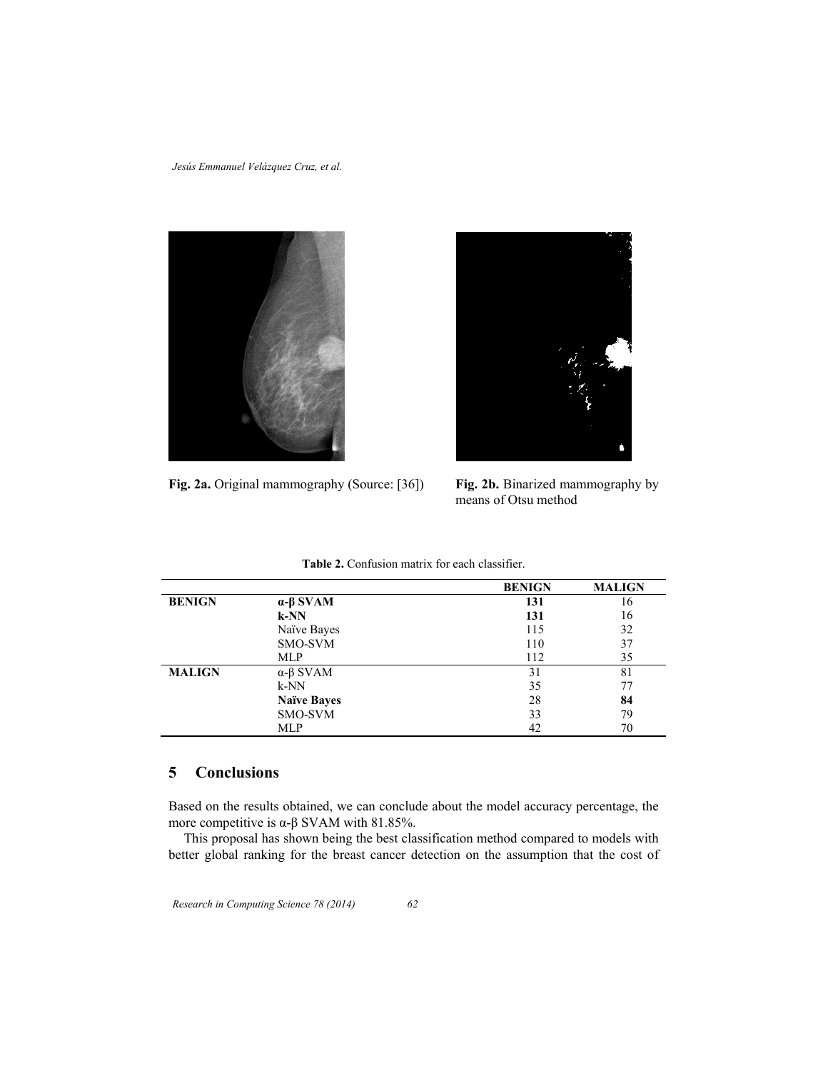Fig. 2a. Original mammography (Source: [36])

Fig. 2b. Binarized mammography by means of Otsu method

**Table 2.** Confusion matrix for each classifier.

| | | BENIGN | MALIGN |
|---|---|---|---|
| **BENIGN** | **α-β SVAM** | **131** | 16 |
| | **k-NN** | **131** | 16 |
| | Naïve Bayes | 115 | 32 |
| | SMO-SVM | 110 | 37 |
| | MLP | 112 | 35 |
| **MALIGN** | α-β SVAM | 31 | 81 |
| | k-NN | 35 | 77 |
| | **Naïve Bayes** | 28 | **84** |
| | SMO-SVM | 33 | 79 |
| | MLP | 42 | 70 |

## 5 Conclusions

Based on the results obtained, we can conclude about the model accuracy percentage, the more competitive is α-β SVAM with 81.85%.

This proposal has shown being the best classification method compared to models with better global ranking for the breast cancer detection on the assumption that the cost of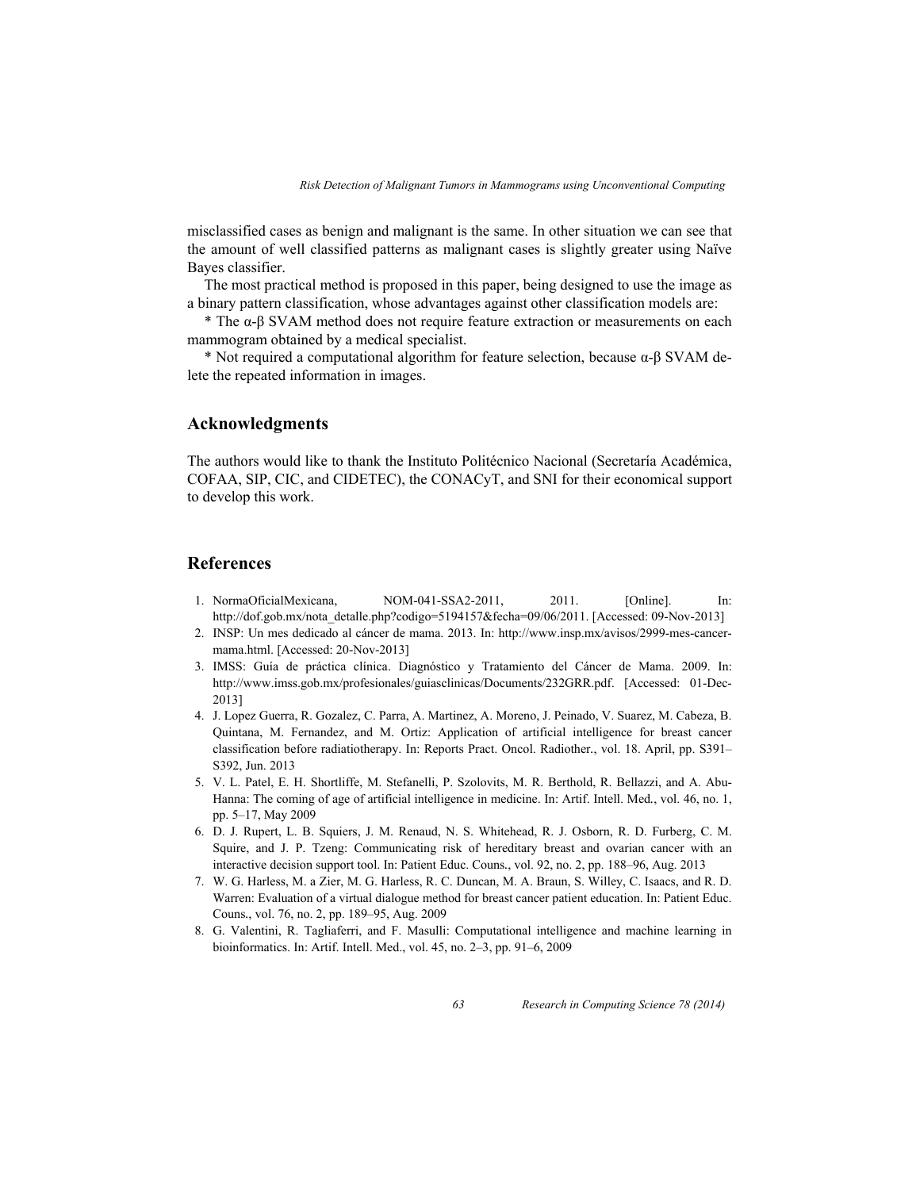misclassified cases as benign and malignant is the same. In other situation we can see that the amount of well classified patterns as malignant cases is slightly greater using Naïve Bayes classifier.

The most practical method is proposed in this paper, being designed to use the image as a binary pattern classification, whose advantages against other classification models are:

* The α-β SVAM method does not require feature extraction or measurements on each mammogram obtained by a medical specialist.

* Not required a computational algorithm for feature selection, because α-β SVAM delete the repeated information in images.

## Acknowledgments

The authors would like to thank the Instituto Politécnico Nacional (Secretaría Académica, COFAA, SIP, CIC, and CIDETEC), the CONACyT, and SNI for their economical support to develop this work.

## References

1. NormaOficialMexicana, NOM-041-SSA2-2011, 2011. [Online]. In: http://dof.gob.mx/nota_detalle.php?codigo=5194157&fecha=09/06/2011. [Accessed: 09-Nov-2013]
2. INSP: Un mes dedicado al cáncer de mama. 2013. In: http://www.insp.mx/avisos/2999-mes-cancer-mama.html. [Accessed: 20-Nov-2013]
3. IMSS: Guía de práctica clínica. Diagnóstico y Tratamiento del Cáncer de Mama. 2009. In: http://www.imss.gob.mx/profesionales/guiasclinicas/Documents/232GRR.pdf. [Accessed: 01-Dec-2013]
4. J. Lopez Guerra, R. Gozalez, C. Parra, A. Martinez, A. Moreno, J. Peinado, V. Suarez, M. Cabeza, B. Quintana, M. Fernandez, and M. Ortiz: Application of artificial intelligence for breast cancer classification before radiatiotherapy. In: Reports Pract. Oncol. Radiother., vol. 18. April, pp. S391–S392, Jun. 2013
5. V. L. Patel, E. H. Shortliffe, M. Stefanelli, P. Szolovits, M. R. Berthold, R. Bellazzi, and A. Abu-Hanna: The coming of age of artificial intelligence in medicine. In: Artif. Intell. Med., vol. 46, no. 1, pp. 5–17, May 2009
6. D. J. Rupert, L. B. Squiers, J. M. Renaud, N. S. Whitehead, R. J. Osborn, R. D. Furberg, C. M. Squire, and J. P. Tzeng: Communicating risk of hereditary breast and ovarian cancer with an interactive decision support tool. In: Patient Educ. Couns., vol. 92, no. 2, pp. 188–96, Aug. 2013
7. W. G. Harless, M. a Zier, M. G. Harless, R. C. Duncan, M. A. Braun, S. Willey, C. Isaacs, and R. D. Warren: Evaluation of a virtual dialogue method for breast cancer patient education. In: Patient Educ. Couns., vol. 76, no. 2, pp. 189–95, Aug. 2009
8. G. Valentini, R. Tagliaferri, and F. Masulli: Computational intelligence and machine learning in bioinformatics. In: Artif. Intell. Med., vol. 45, no. 2–3, pp. 91–6, 2009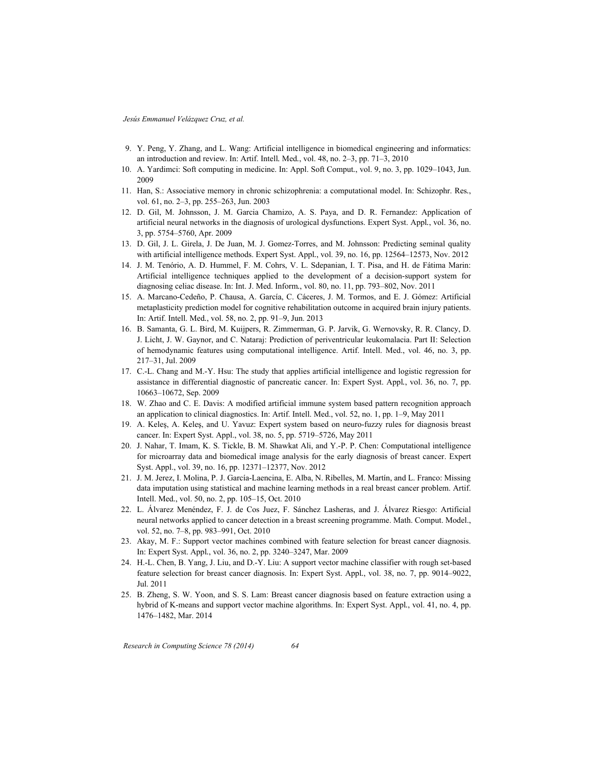9. Y. Peng, Y. Zhang, and L. Wang: Artificial intelligence in biomedical engineering and informatics: an introduction and review. In: Artif. Intell. Med., vol. 48, no. 2–3, pp. 71–3, 2010
10. A. Yardimci: Soft computing in medicine. In: Appl. Soft Comput., vol. 9, no. 3, pp. 1029–1043, Jun. 2009
11. Han, S.: Associative memory in chronic schizophrenia: a computational model. In: Schizophr. Res., vol. 61, no. 2–3, pp. 255–263, Jun. 2003
12. D. Gil, M. Johnsson, J. M. Garcia Chamizo, A. S. Paya, and D. R. Fernandez: Application of artificial neural networks in the diagnosis of urological dysfunctions. Expert Syst. Appl., vol. 36, no. 3, pp. 5754–5760, Apr. 2009
13. D. Gil, J. L. Girela, J. De Juan, M. J. Gomez-Torres, and M. Johnsson: Predicting seminal quality with artificial intelligence methods. Expert Syst. Appl., vol. 39, no. 16, pp. 12564–12573, Nov. 2012
14. J. M. Tenório, A. D. Hummel, F. M. Cohrs, V. L. Sdepanian, I. T. Pisa, and H. de Fátima Marin: Artificial intelligence techniques applied to the development of a decision-support system for diagnosing celiac disease. In: Int. J. Med. Inform., vol. 80, no. 11, pp. 793–802, Nov. 2011
15. A. Marcano-Cedeño, P. Chausa, A. García, C. Cáceres, J. M. Tormos, and E. J. Gómez: Artificial metaplasticity prediction model for cognitive rehabilitation outcome in acquired brain injury patients. In: Artif. Intell. Med., vol. 58, no. 2, pp. 91–9, Jun. 2013
16. B. Samanta, G. L. Bird, M. Kuijpers, R. Zimmerman, G. P. Jarvik, G. Wernovsky, R. R. Clancy, D. J. Licht, J. W. Gaynor, and C. Nataraj: Prediction of periventricular leukomalacia. Part II: Selection of hemodynamic features using computational intelligence. Artif. Intell. Med., vol. 46, no. 3, pp. 217–31, Jul. 2009
17. C.-L. Chang and M.-Y. Hsu: The study that applies artificial intelligence and logistic regression for assistance in differential diagnostic of pancreatic cancer. In: Expert Syst. Appl., vol. 36, no. 7, pp. 10663–10672, Sep. 2009
18. W. Zhao and C. E. Davis: A modified artificial immune system based pattern recognition approach an application to clinical diagnostics. In: Artif. Intell. Med., vol. 52, no. 1, pp. 1–9, May 2011
19. A. Keleş, A. Keleş, and U. Yavuz: Expert system based on neuro-fuzzy rules for diagnosis breast cancer. In: Expert Syst. Appl., vol. 38, no. 5, pp. 5719–5726, May 2011
20. J. Nahar, T. Imam, K. S. Tickle, B. M. Shawkat Ali, and Y.-P. P. Chen: Computational intelligence for microarray data and biomedical image analysis for the early diagnosis of breast cancer. Expert Syst. Appl., vol. 39, no. 16, pp. 12371–12377, Nov. 2012
21. J. M. Jerez, I. Molina, P. J. García-Laencina, E. Alba, N. Ribelles, M. Martín, and L. Franco: Missing data imputation using statistical and machine learning methods in a real breast cancer problem. Artif. Intell. Med., vol. 50, no. 2, pp. 105–15, Oct. 2010
22. L. Álvarez Menéndez, F. J. de Cos Juez, F. Sánchez Lasheras, and J. Álvarez Riesgo: Artificial neural networks applied to cancer detection in a breast screening programme. Math. Comput. Model., vol. 52, no. 7–8, pp. 983–991, Oct. 2010
23. Akay, M. F.: Support vector machines combined with feature selection for breast cancer diagnosis. In: Expert Syst. Appl., vol. 36, no. 2, pp. 3240–3247, Mar. 2009
24. H.-L. Chen, B. Yang, J. Liu, and D.-Y. Liu: A support vector machine classifier with rough set-based feature selection for breast cancer diagnosis. In: Expert Syst. Appl., vol. 38, no. 7, pp. 9014–9022, Jul. 2011
25. B. Zheng, S. W. Yoon, and S. S. Lam: Breast cancer diagnosis based on feature extraction using a hybrid of K-means and support vector machine algorithms. In: Expert Syst. Appl., vol. 41, no. 4, pp. 1476–1482, Mar. 2014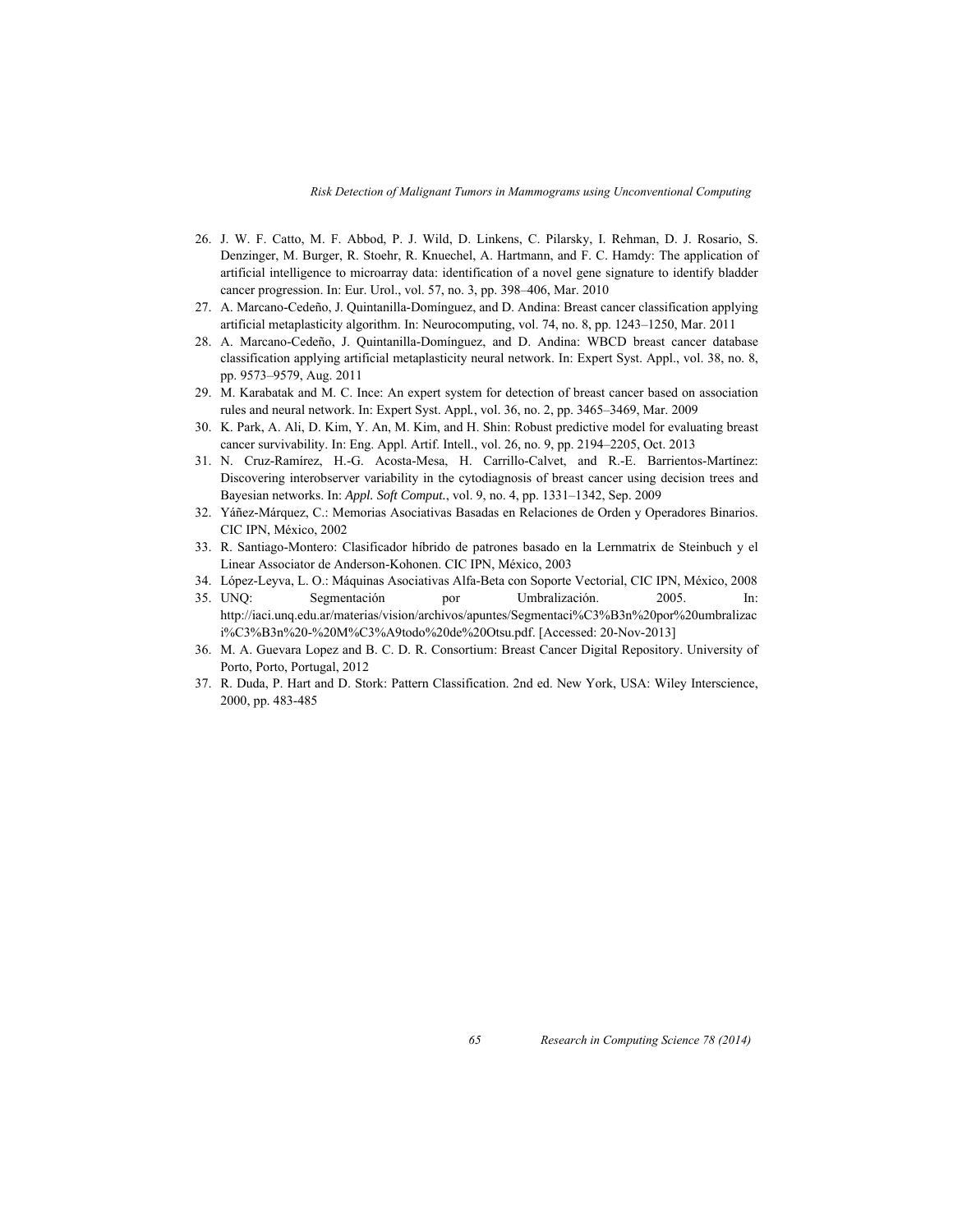26. J. W. F. Catto, M. F. Abbod, P. J. Wild, D. Linkens, C. Pilarsky, I. Rehman, D. J. Rosario, S. Denzinger, M. Burger, R. Stoehr, R. Knuechel, A. Hartmann, and F. C. Hamdy: The application of artificial intelligence to microarray data: identification of a novel gene signature to identify bladder cancer progression. In: Eur. Urol., vol. 57, no. 3, pp. 398–406, Mar. 2010
27. A. Marcano-Cedeño, J. Quintanilla-Domínguez, and D. Andina: Breast cancer classification applying artificial metaplasticity algorithm. In: Neurocomputing, vol. 74, no. 8, pp. 1243–1250, Mar. 2011
28. A. Marcano-Cedeño, J. Quintanilla-Domínguez, and D. Andina: WBCD breast cancer database classification applying artificial metaplasticity neural network. In: Expert Syst. Appl., vol. 38, no. 8, pp. 9573–9579, Aug. 2011
29. M. Karabatak and M. C. Ince: An expert system for detection of breast cancer based on association rules and neural network. In: Expert Syst. Appl., vol. 36, no. 2, pp. 3465–3469, Mar. 2009
30. K. Park, A. Ali, D. Kim, Y. An, M. Kim, and H. Shin: Robust predictive model for evaluating breast cancer survivability. In: Eng. Appl. Artif. Intell., vol. 26, no. 9, pp. 2194–2205, Oct. 2013
31. N. Cruz-Ramírez, H.-G. Acosta-Mesa, H. Carrillo-Calvet, and R.-E. Barrientos-Martínez: Discovering interobserver variability in the cytodiagnosis of breast cancer using decision trees and Bayesian networks. In: *Appl. Soft Comput.*, vol. 9, no. 4, pp. 1331–1342, Sep. 2009
32. Yáñez-Márquez, C.: Memorias Asociativas Basadas en Relaciones de Orden y Operadores Binarios. CIC IPN, México, 2002
33. R. Santiago-Montero: Clasificador híbrido de patrones basado en la Lernmatrix de Steinbuch y el Linear Associator de Anderson-Kohonen. CIC IPN, México, 2003
34. López-Leyva, L. O.: Máquinas Asociativas Alfa-Beta con Soporte Vectorial, CIC IPN, México, 2008
35. UNQ: Segmentación por Umbralización. 2005. In: http://iaci.unq.edu.ar/materias/vision/archivos/apuntes/Segmentaci%C3%B3n%20por%20umbralizaci%C3%B3n%20-%20M%C3%A9todo%20de%20Otsu.pdf. [Accessed: 20-Nov-2013]
36. M. A. Guevara Lopez and B. C. D. R. Consortium: Breast Cancer Digital Repository. University of Porto, Porto, Portugal, 2012
37. R. Duda, P. Hart and D. Stork: Pattern Classification. 2nd ed. New York, USA: Wiley Interscience, 2000, pp. 483-485